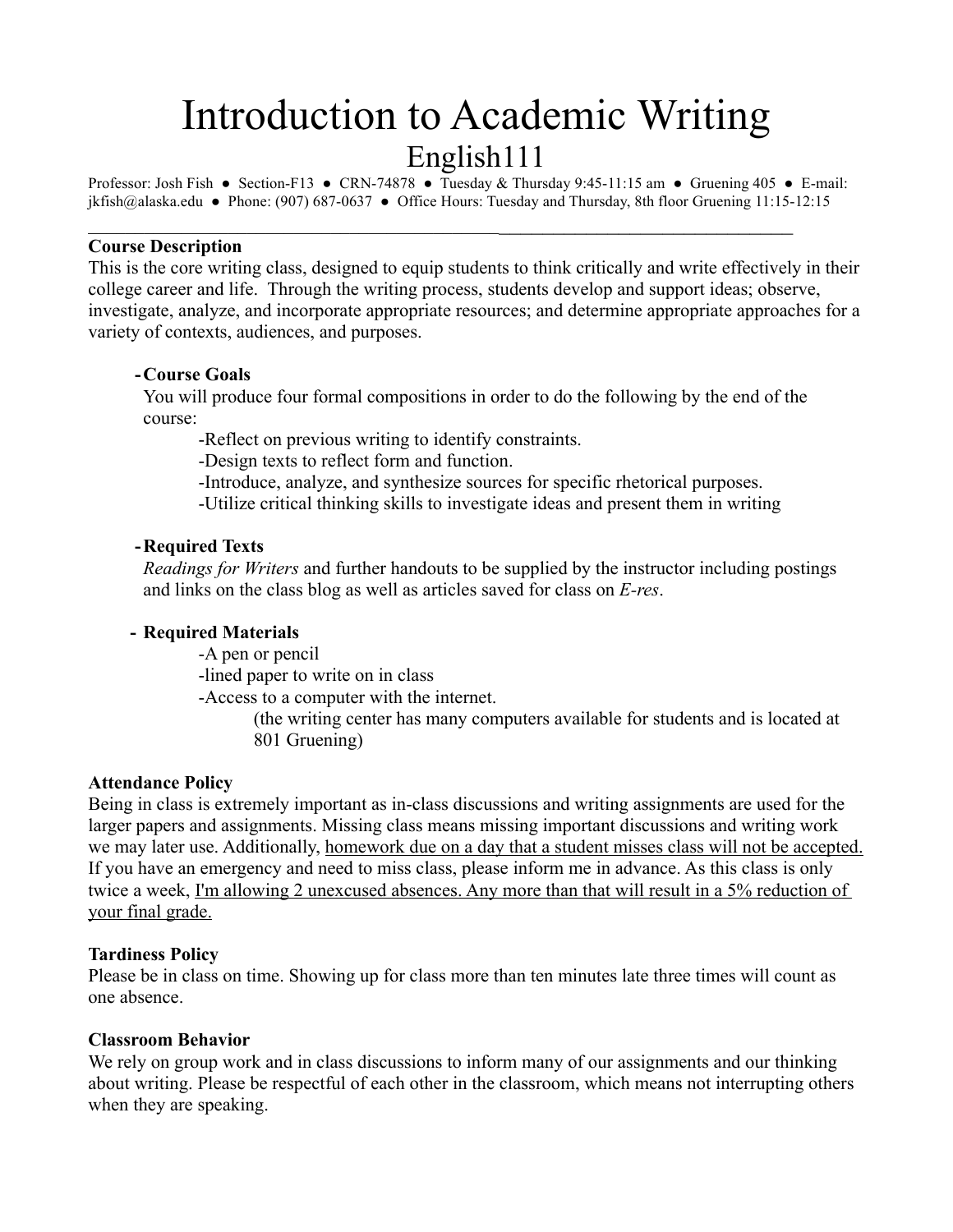# Introduction to Academic Writing

## English111

Professor: Josh Fish ● Section-F13 ● CRN-74878 ● Tuesday & Thursday 9:45-11:15 am ● Gruening 405 ● E-mail: jkfish@alaska.edu ● Phone: (907) 687-0637 ● Office Hours: Tuesday and Thursday, 8th floor Gruening 11:15-12:15

---

**Course Description**

This is the core writing class, designed to equip students to think critically and write effectively in their college career and life. Through the writing process, students develop and support ideas; observe, investigate, analyze, and incorporate appropriate resources; and determine appropriate approaches for a variety of contexts, audiences, and purposes.

- **Course Goals**

  You will produce four formal compositions in order to do the following by the end of the course:

  -Reflect on previous writing to identify constraints.
  -Design texts to reflect form and function.
  -Introduce, analyze, and synthesize sources for specific rhetorical purposes.
  -Utilize critical thinking skills to investigate ideas and present them in writing

- **Required Texts**

  *Readings for Writers* and further handouts to be supplied by the instructor including postings and links on the class blog as well as articles saved for class on *E-res*.

- **Required Materials**

  -A pen or pencil
  -lined paper to write on in class
  -Access to a computer with the internet.
  (the writing center has many computers available for students and is located at 801 Gruening)

**Attendance Policy**

Being in class is extremely important as in-class discussions and writing assignments are used for the larger papers and assignments. Missing class means missing important discussions and writing work we may later use. Additionally, <u>homework due on a day that a student misses class will not be accepted.</u> If you have an emergency and need to miss class, please inform me in advance. As this class is only twice a week, <u>I'm allowing 2 unexcused absences. Any more than that will result in a 5% reduction of your final grade.</u>

**Tardiness Policy**

Please be in class on time. Showing up for class more than ten minutes late three times will count as one absence.

**Classroom Behavior**

We rely on group work and in class discussions to inform many of our assignments and our thinking about writing. Please be respectful of each other in the classroom, which means not interrupting others when they are speaking.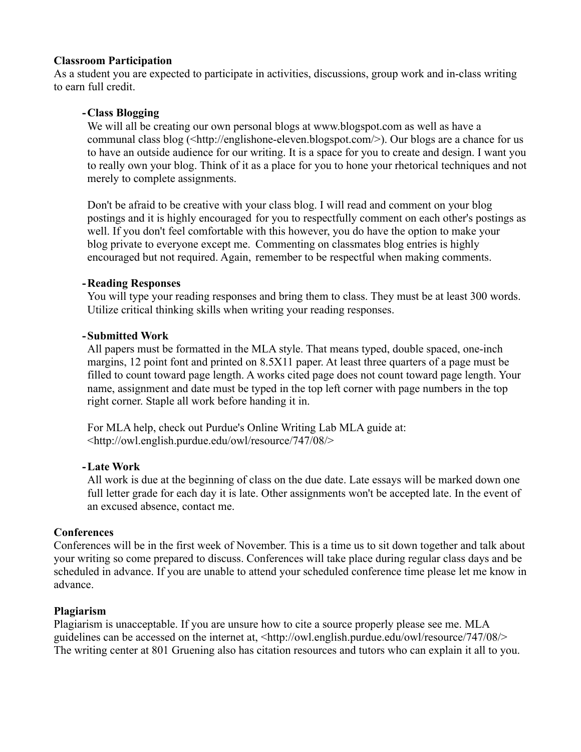**Classroom Participation**
As a student you are expected to participate in activities, discussions, group work and in-class writing to earn full credit.

- **Class Blogging**
  We will all be creating our own personal blogs at www.blogspot.com as well as have a communal class blog (<http://englishone-eleven.blogspot.com/>). Our blogs are a chance for us to have an outside audience for our writing. It is a space for you to create and design. I want you to really own your blog. Think of it as a place for you to hone your rhetorical techniques and not merely to complete assignments.

  Don't be afraid to be creative with your class blog. I will read and comment on your blog postings and it is highly encouraged for you to respectfully comment on each other's postings as well. If you don't feel comfortable with this however, you do have the option to make your blog private to everyone except me. Commenting on classmates blog entries is highly encouraged but not required. Again, remember to be respectful when making comments.

- **Reading Responses**
  You will type your reading responses and bring them to class. They must be at least 300 words. Utilize critical thinking skills when writing your reading responses.

- **Submitted Work**
  All papers must be formatted in the MLA style. That means typed, double spaced, one-inch margins, 12 point font and printed on 8.5X11 paper. At least three quarters of a page must be filled to count toward page length. A works cited page does not count toward page length. Your name, assignment and date must be typed in the top left corner with page numbers in the top right corner. Staple all work before handing it in.

  For MLA help, check out Purdue's Online Writing Lab MLA guide at: <http://owl.english.purdue.edu/owl/resource/747/08/>

- **Late Work**
  All work is due at the beginning of class on the due date. Late essays will be marked down one full letter grade for each day it is late. Other assignments won't be accepted late. In the event of an excused absence, contact me.

**Conferences**
Conferences will be in the first week of November. This is a time us to sit down together and talk about your writing so come prepared to discuss. Conferences will take place during regular class days and be scheduled in advance. If you are unable to attend your scheduled conference time please let me know in advance.

**Plagiarism**
Plagiarism is unacceptable. If you are unsure how to cite a source properly please see me. MLA guidelines can be accessed on the internet at, <http://owl.english.purdue.edu/owl/resource/747/08/> The writing center at 801 Gruening also has citation resources and tutors who can explain it all to you.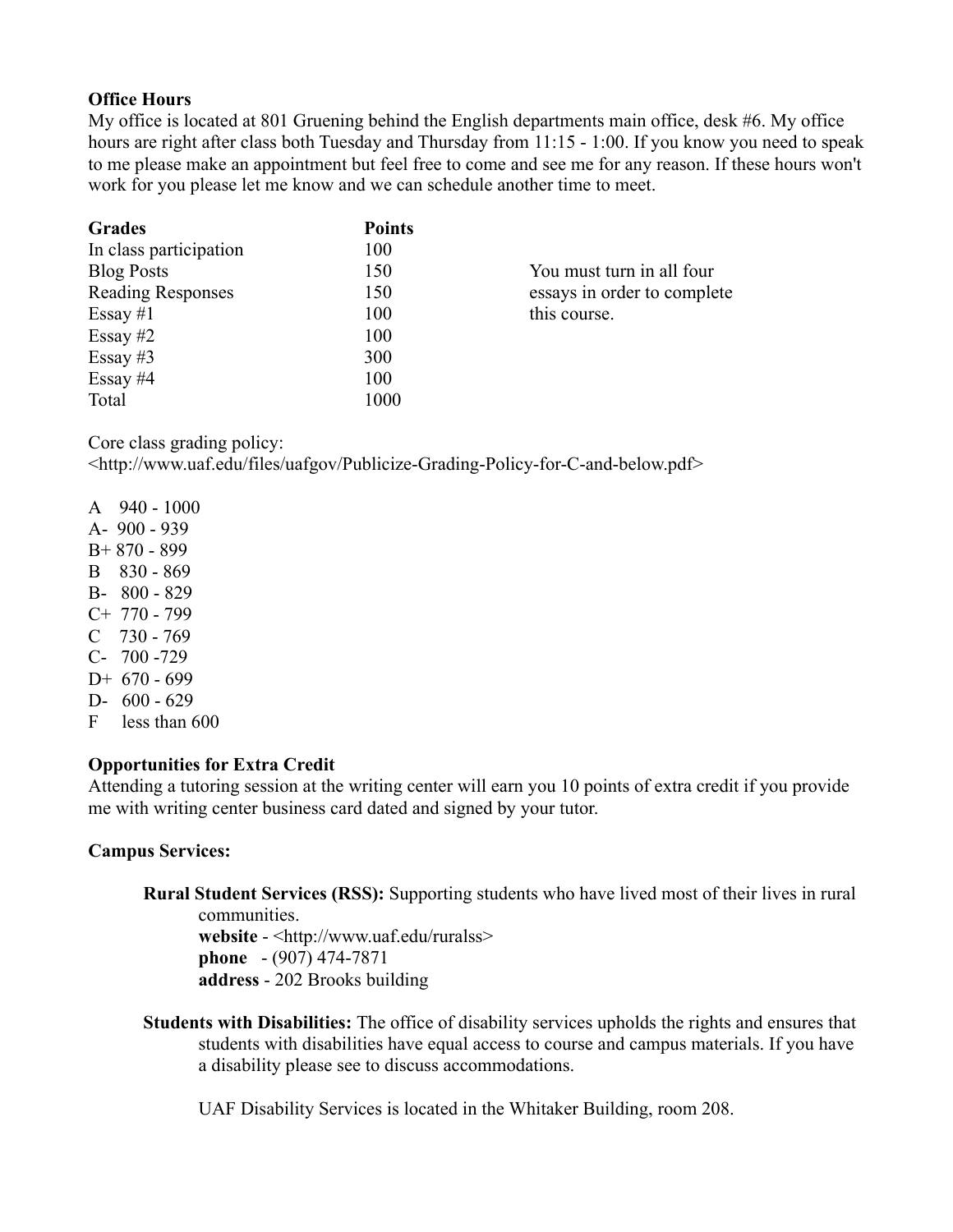**Office Hours**

My office is located at 801 Gruening behind the English departments main office, desk #6. My office hours are right after class both Tuesday and Thursday from 11:15 - 1:00. If you know you need to speak to me please make an appointment but feel free to come and see me for any reason. If these hours won't work for you please let me know and we can schedule another time to meet.

| **Grades** | **Points** |
|---|---|
| In class participation | 100 |
| Blog Posts | 150 |
| Reading Responses | 150 |
| Essay #1 | 100 |
| Essay #2 | 100 |
| Essay #3 | 300 |
| Essay #4 | 100 |
| Total | 1000 |

You must turn in all four essays in order to complete this course.

Core class grading policy:
<http://www.uaf.edu/files/uafgov/Publicize-Grading-Policy-for-C-and-below.pdf>

A 940 - 1000
A- 900 - 939
B+ 870 - 899
B 830 - 869
B- 800 - 829
C+ 770 - 799
C 730 - 769
C- 700 -729
D+ 670 - 699
D- 600 - 629
F less than 600

**Opportunities for Extra Credit**

Attending a tutoring session at the writing center will earn you 10 points of extra credit if you provide me with writing center business card dated and signed by your tutor.

**Campus Services:**

**Rural Student Services (RSS):** Supporting students who have lived most of their lives in rural communities.
**website** - <http://www.uaf.edu/ruralss>
**phone** - (907) 474-7871
**address** - 202 Brooks building

**Students with Disabilities:** The office of disability services upholds the rights and ensures that students with disabilities have equal access to course and campus materials. If you have a disability please see to discuss accommodations.

UAF Disability Services is located in the Whitaker Building, room 208.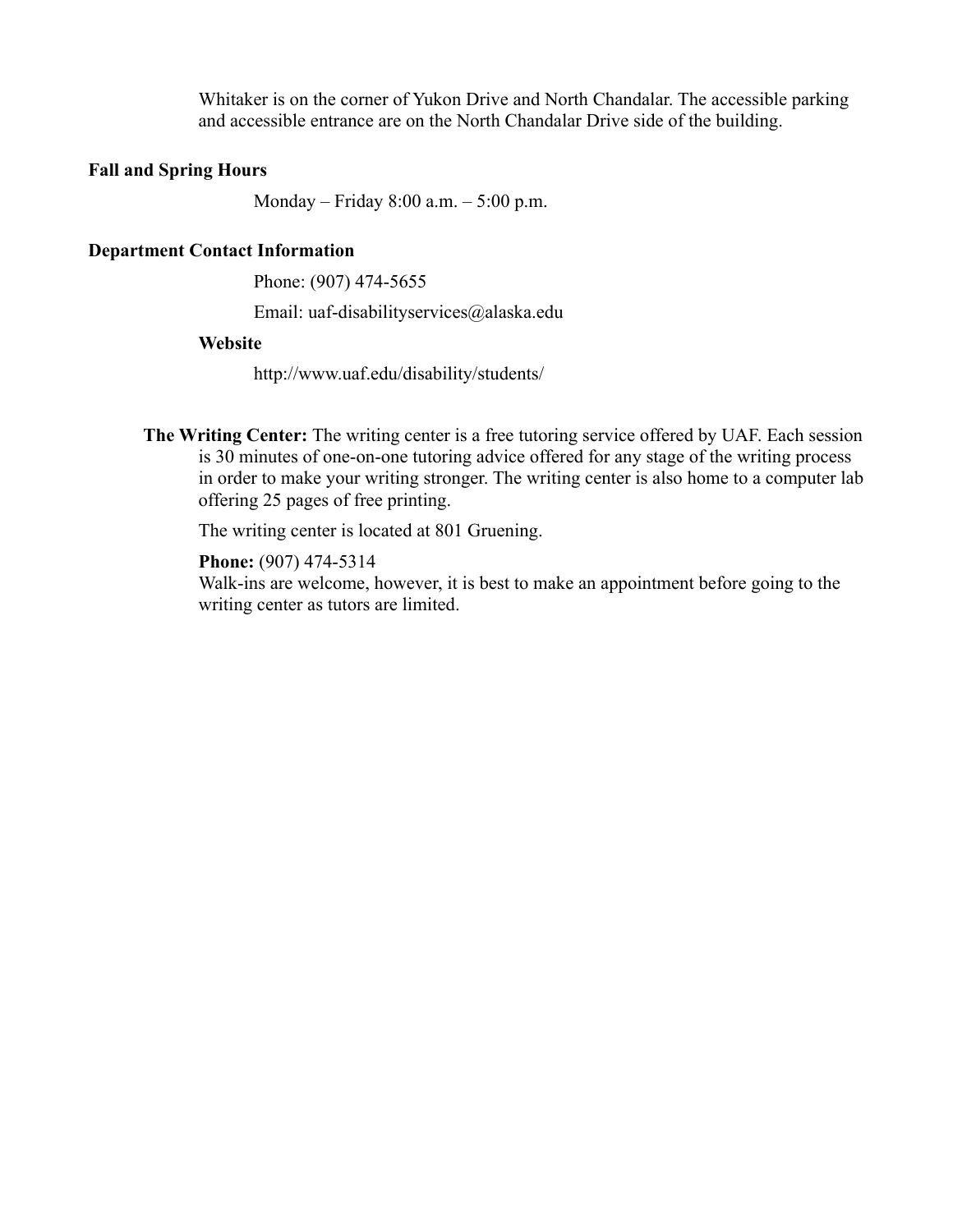Whitaker is on the corner of Yukon Drive and North Chandalar. The accessible parking and accessible entrance are on the North Chandalar Drive side of the building.

**Fall and Spring Hours**

Monday – Friday 8:00 a.m. – 5:00 p.m.

**Department Contact Information**

Phone: (907) 474-5655

Email: uaf-disabilityservices@alaska.edu

**Website**

http://www.uaf.edu/disability/students/

**The Writing Center:** The writing center is a free tutoring service offered by UAF. Each session is 30 minutes of one-on-one tutoring advice offered for any stage of the writing process in order to make your writing stronger. The writing center is also home to a computer lab offering 25 pages of free printing.

The writing center is located at 801 Gruening.

**Phone:** (907) 474-5314
Walk-ins are welcome, however, it is best to make an appointment before going to the writing center as tutors are limited.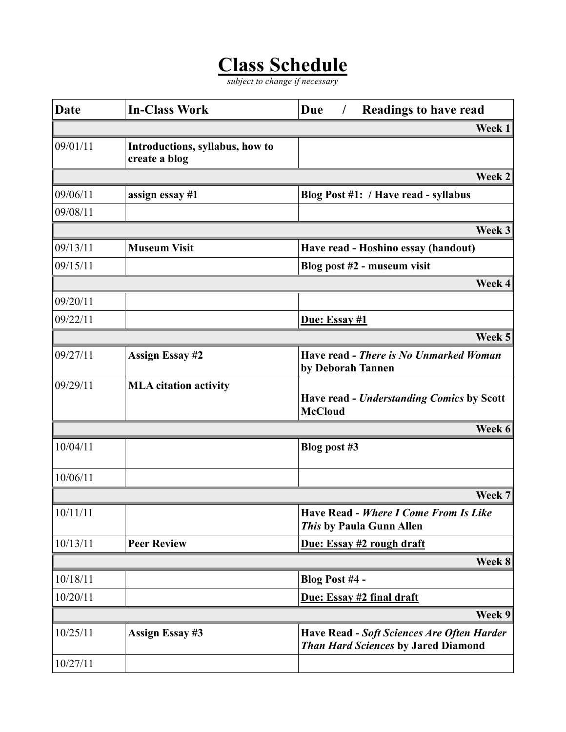# Class Schedule

*subject to change if necessary*

| Date | In-Class Work | Due / Readings to have read |
|---|---|---|
| | | **Week 1** |
| 09/01/11 | **Introductions, syllabus, how to create a blog** | |
| | | **Week 2** |
| 09/06/11 | **assign essay #1** | **Blog Post #1: / Have read - syllabus** |
| 09/08/11 | | |
| | | **Week 3** |
| 09/13/11 | **Museum Visit** | **Have read - Hoshino essay (handout)** |
| 09/15/11 | | **Blog post #2 - museum visit** |
| | | **Week 4** |
| 09/20/11 | | |
| 09/22/11 | | **Due: Essay #1** |
| | | **Week 5** |
| 09/27/11 | **Assign Essay #2** | **Have read - *There is No Unmarked Woman* by Deborah Tannen** |
| 09/29/11 | **MLA citation activity** | **Have read - *Understanding Comics* by Scott McCloud** |
| | | **Week 6** |
| 10/04/11 | | **Blog post #3** |
| 10/06/11 | | |
| | | **Week 7** |
| 10/11/11 | | **Have Read - *Where I Come From Is Like This* by Paula Gunn Allen** |
| 10/13/11 | **Peer Review** | **Due: Essay #2 rough draft** |
| | | **Week 8** |
| 10/18/11 | | **Blog Post #4 -** |
| 10/20/11 | | **Due: Essay #2 final draft** |
| | | **Week 9** |
| 10/25/11 | **Assign Essay #3** | **Have Read - *Soft Sciences Are Often Harder Than Hard Sciences* by Jared Diamond** |
| 10/27/11 | | |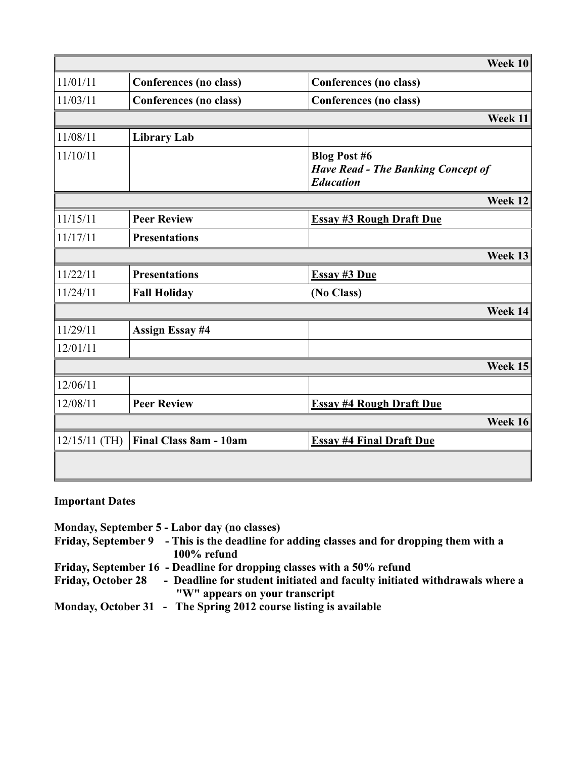| | | |
|---|---|---|
| | | **Week 10** |
| 11/01/11 | **Conferences (no class)** | **Conferences (no class)** |
| 11/03/11 | **Conferences (no class)** | **Conferences (no class)** |
| | | **Week 11** |
| 11/08/11 | **Library Lab** | |
| 11/10/11 | | **Blog Post #6** ***Have Read - The Banking Concept of Education*** |
| | | **Week 12** |
| 11/15/11 | **Peer Review** | **Essay #3 Rough Draft Due** |
| 11/17/11 | **Presentations** | |
| | | **Week 13** |
| 11/22/11 | **Presentations** | **Essay #3 Due** |
| 11/24/11 | **Fall Holiday** | **(No Class)** |
| | | **Week 14** |
| 11/29/11 | **Assign Essay #4** | |
| 12/01/11 | | |
| | | **Week 15** |
| 12/06/11 | | |
| 12/08/11 | **Peer Review** | **Essay #4 Rough Draft Due** |
| | | **Week 16** |
| 12/15/11 (TH) | **Final Class 8am - 10am** | **Essay #4 Final Draft Due** |

**Important Dates**

**Monday, September 5 - Labor day (no classes)**
**Friday, September 9 - This is the deadline for adding classes and for dropping them with a 100% refund**
**Friday, September 16 - Deadline for dropping classes with a 50% refund**
**Friday, October 28 - Deadline for student initiated and faculty initiated withdrawals where a "W" appears on your transcript**
**Monday, October 31 - The Spring 2012 course listing is available**